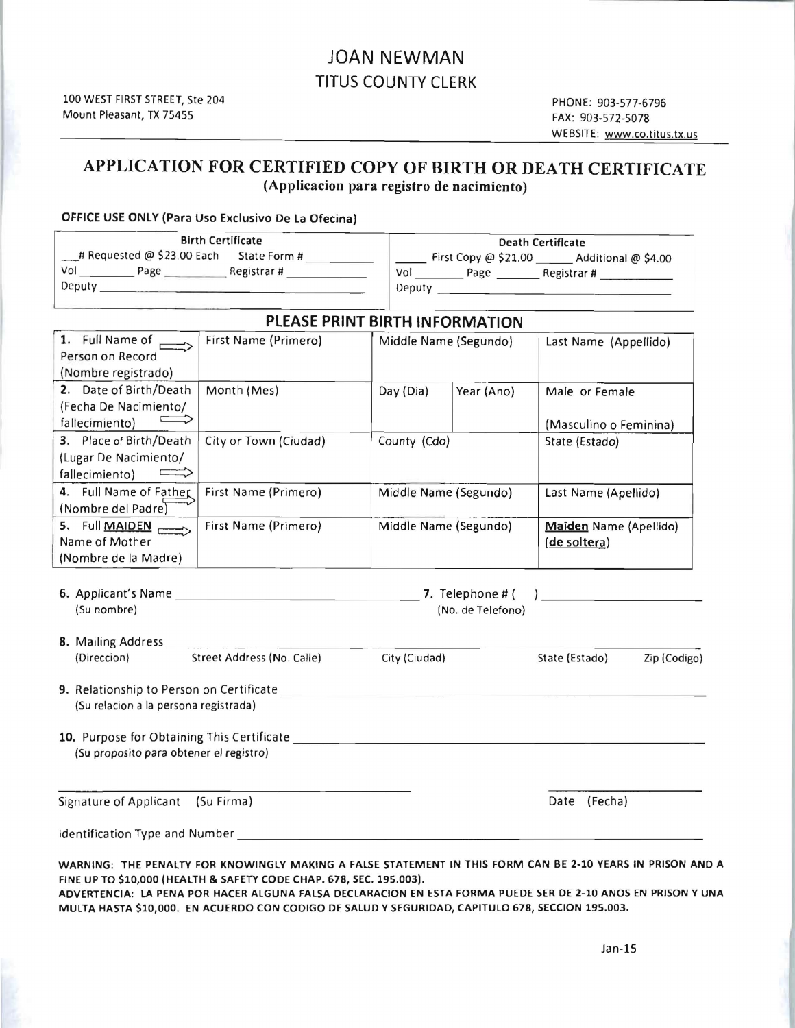# JOAN NEWMAN

## TITUS COUNTY CLERK

100 WEST FIRST STREET, Ste 204
Mount Pleasant, TX 75455

PHONE: 903-577-6796
FAX: 903-572-5078
WEBSITE: www.co.titus.tx.us

## APPLICATION FOR CERTIFIED COPY OF BIRTH OR DEATH CERTIFICATE

**(Applicacion para registro de nacimiento)**

**OFFICE USE ONLY (Para Uso Exclusivo De La Ofecina)**

| Birth Certificate | Death Certificate |
|---|---|
| ___# Requested @ $23.00 Each State Form # ________ | _____ First Copy @ $21.00 _____ Additional @ $4.00 |
| Vol ________ Page ________ Registrar # ________ | Vol ________ Page ________ Registrar # ________ |
| Deputy ________________ | Deputy ________________ |

### PLEASE PRINT BIRTH INFORMATION

| | | | | |
|---|---|---|---|---|
| **1.** Full Name of Person on Record (Nombre registrado) | First Name (Primero) | Middle Name (Segundo) | | Last Name (Appellido) |
| **2.** Date of Birth/Death (Fecha De Nacimiento/ fallecimiento) | Month (Mes) | Day (Dia) | Year (Ano) | Male or Female (Masculino o Feminina) |
| **3.** Place of Birth/Death (Lugar De Nacimiento/ fallecimiento) | City or Town (Ciudad) | County (Cdo) | | State (Estado) |
| **4.** Full Name of Father (Nombre del Padre) | First Name (Primero) | Middle Name (Segundo) | | Last Name (Apellido) |
| **5.** Full **MAIDEN** Name of Mother (Nombre de la Madre) | First Name (Primero) | Middle Name (Segundo) | | **Maiden** Name (Apellido) (**de soltera**) |

**6.** Applicant's Name ______________________________ **7.** Telephone # ( ) ______________________
(Su nombre) (No. de Telefono)

**8.** Mailing Address ______________________________________________________________
(Direccion) Street Address (No. Calle) City (Ciudad) State (Estado) Zip (Codigo)

**9.** Relationship to Person on Certificate ______________________________________________
(Su relacion a la persona registrada)

**10.** Purpose for Obtaining This Certificate ______________________________________________
(Su proposito para obtener el registro)

______________________________ ______________________
Signature of Applicant (Su Firma) Date (Fecha)

Identification Type and Number ______________________________________________

**WARNING: THE PENALTY FOR KNOWINGLY MAKING A FALSE STATEMENT IN THIS FORM CAN BE 2-10 YEARS IN PRISON AND A FINE UP TO $10,000 (HEALTH & SAFETY CODE CHAP. 678, SEC. 195.003).**
**ADVERTENCIA: LA PENA POR HACER ALGUNA FALSA DECLARACION EN ESTA FORMA PUEDE SER DE 2-10 ANOS EN PRISON Y UNA MULTA HASTA $10,000. EN ACUERDO CON CODIGO DE SALUD Y SEGURIDAD, CAPITULO 678, SECCION 195.003.**

Jan-15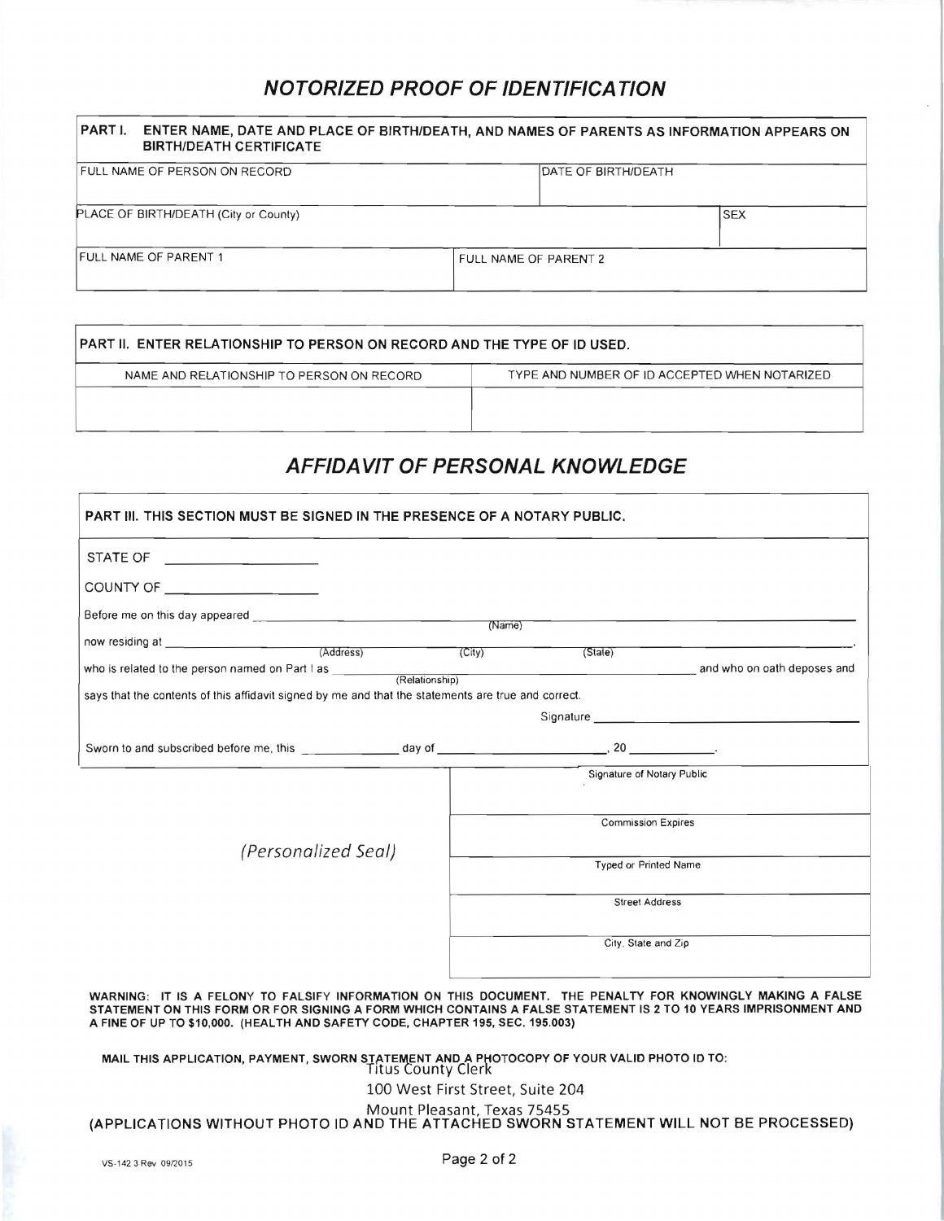# *NOTORIZED PROOF OF IDENTIFICATION*

**PART I. ENTER NAME, DATE AND PLACE OF BIRTH/DEATH, AND NAMES OF PARENTS AS INFORMATION APPEARS ON BIRTH/DEATH CERTIFICATE**

| FULL NAME OF PERSON ON RECORD | | DATE OF BIRTH/DEATH | |
|---|---|---|---|
| | | | |
| PLACE OF BIRTH/DEATH (City or County) | | | SEX |
| | | | |
| FULL NAME OF PARENT 1 | FULL NAME OF PARENT 2 | | |
| | | | |

**PART II. ENTER RELATIONSHIP TO PERSON ON RECORD AND THE TYPE OF ID USED.**

| NAME AND RELATIONSHIP TO PERSON ON RECORD | TYPE AND NUMBER OF ID ACCEPTED WHEN NOTARIZED |
|---|---|
| | |

# *AFFIDAVIT OF PERSONAL KNOWLEDGE*

**PART III. THIS SECTION MUST BE SIGNED IN THE PRESENCE OF A NOTARY PUBLIC.**

STATE OF ____________________

COUNTY OF ____________________

Before me on this day appeared ________________________________________ (Name)

now residing at ____________________ (Address) ____________________ (City) ____________________ (State).

who is related to the person named on Part I as ____________________ (Relationship) and who on oath deposes and says that the contents of this affidavit signed by me and that the statements are true and correct.

Signature ________________________________

Sworn to and subscribed before me, this ____________ day of ____________________, 20 ____________.

*(Personalized Seal)*

Signature of Notary Public

Commission Expires

Typed or Printed Name

Street Address

City, State and Zip

**WARNING: IT IS A FELONY TO FALSIFY INFORMATION ON THIS DOCUMENT. THE PENALTY FOR KNOWINGLY MAKING A FALSE STATEMENT ON THIS FORM OR FOR SIGNING A FORM WHICH CONTAINS A FALSE STATEMENT IS 2 TO 10 YEARS IMPRISONMENT AND A FINE OF UP TO $10,000. (HEALTH AND SAFETY CODE, CHAPTER 195, SEC. 195.003)**

**MAIL THIS APPLICATION, PAYMENT, SWORN STATEMENT AND A PHOTOCOPY OF YOUR VALID PHOTO ID TO:**

Titus County Clerk
100 West First Street, Suite 204
Mount Pleasant, Texas 75455

**(APPLICATIONS WITHOUT PHOTO ID AND THE ATTACHED SWORN STATEMENT WILL NOT BE PROCESSED)**

VS-142 3 Rev 09/2015